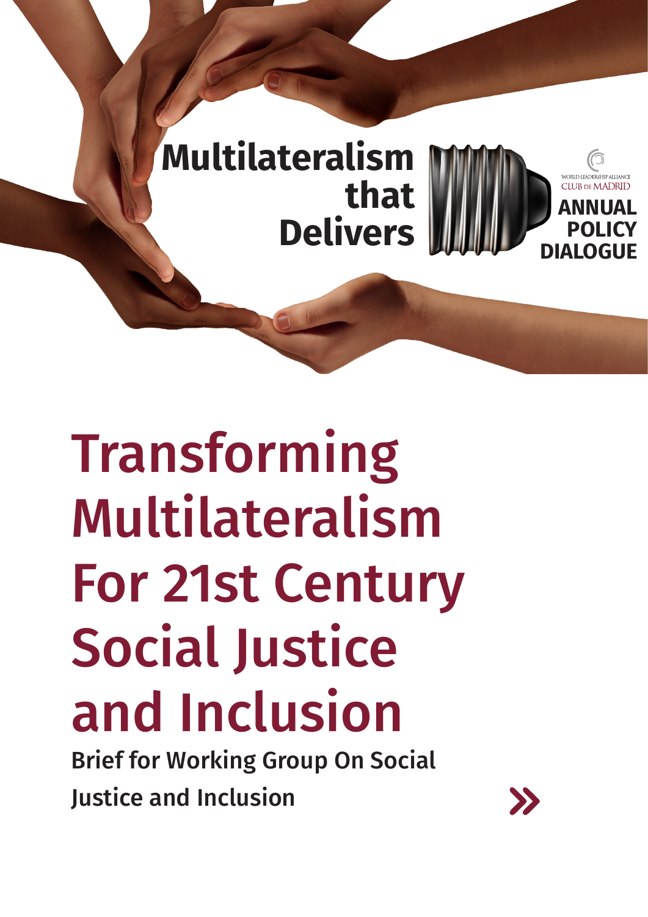Multilateralism that Delivers

WORLD LEADERSHIP ALLIANCE CLUB DE MADRID

ANNUAL POLICY DIALOGUE

# Transforming Multilateralism For 21st Century Social Justice and Inclusion

Brief for Working Group On Social Justice and Inclusion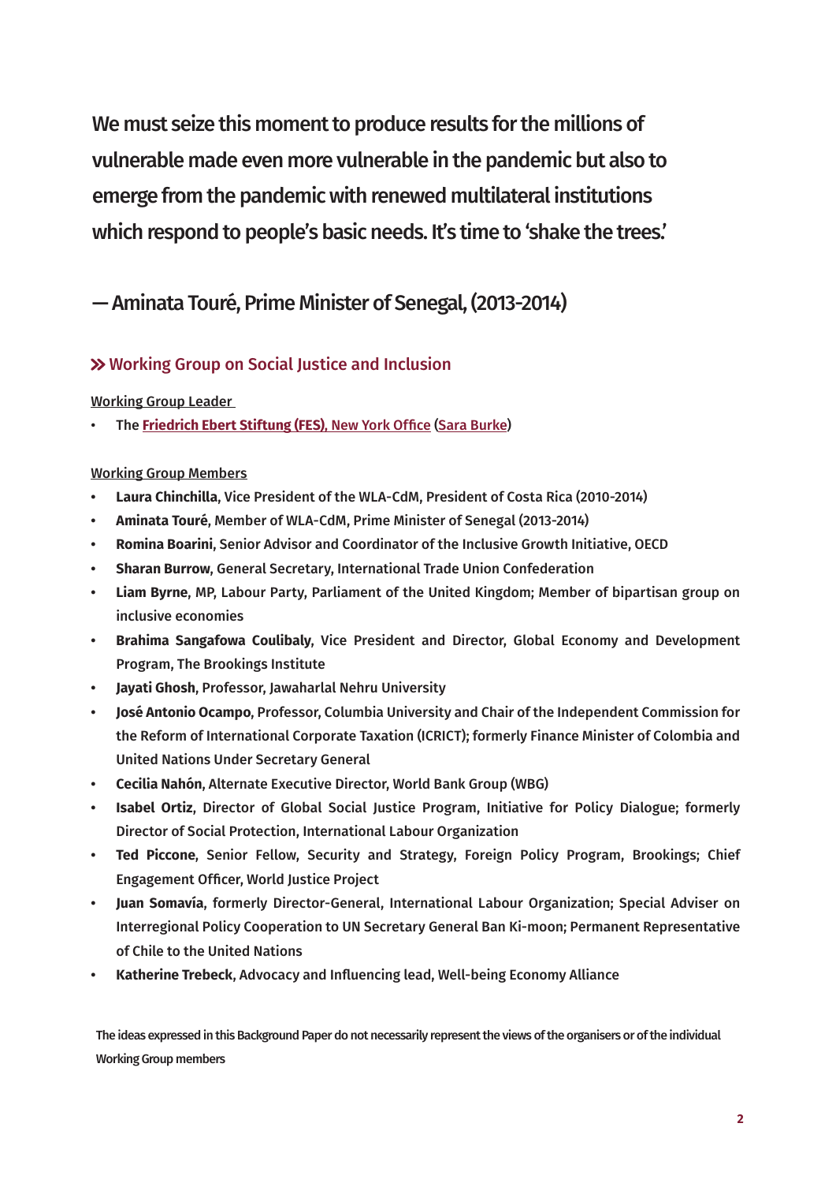We must seize this moment to produce results for the millions of vulnerable made even more vulnerable in the pandemic but also to emerge from the pandemic with renewed multilateral institutions which respond to people's basic needs. It's time to 'shake the trees.'

— Aminata Touré, Prime Minister of Senegal, (2013-2014)

## » Working Group on Social Justice and Inclusion

Working Group Leader

- The **Friedrich Ebert Stiftung (FES)**, New York Office (Sara Burke)

Working Group Members

- **Laura Chinchilla**, Vice President of the WLA-CdM, President of Costa Rica (2010-2014)
- **Aminata Touré**, Member of WLA-CdM, Prime Minister of Senegal (2013-2014)
- **Romina Boarini**, Senior Advisor and Coordinator of the Inclusive Growth Initiative, OECD
- **Sharan Burrow**, General Secretary, International Trade Union Confederation
- **Liam Byrne**, MP, Labour Party, Parliament of the United Kingdom; Member of bipartisan group on inclusive economies
- **Brahima Sangafowa Coulibaly**, Vice President and Director, Global Economy and Development Program, The Brookings Institute
- **Jayati Ghosh**, Professor, Jawaharlal Nehru University
- **José Antonio Ocampo**, Professor, Columbia University and Chair of the Independent Commission for the Reform of International Corporate Taxation (ICRICT); formerly Finance Minister of Colombia and United Nations Under Secretary General
- **Cecilia Nahón**, Alternate Executive Director, World Bank Group (WBG)
- **Isabel Ortiz**, Director of Global Social Justice Program, Initiative for Policy Dialogue; formerly Director of Social Protection, International Labour Organization
- **Ted Piccone**, Senior Fellow, Security and Strategy, Foreign Policy Program, Brookings; Chief Engagement Officer, World Justice Project
- **Juan Somavía**, formerly Director-General, International Labour Organization; Special Adviser on Interregional Policy Cooperation to UN Secretary General Ban Ki-moon; Permanent Representative of Chile to the United Nations
- **Katherine Trebeck**, Advocacy and Influencing lead, Well-being Economy Alliance

The ideas expressed in this Background Paper do not necessarily represent the views of the organisers or of the individual Working Group members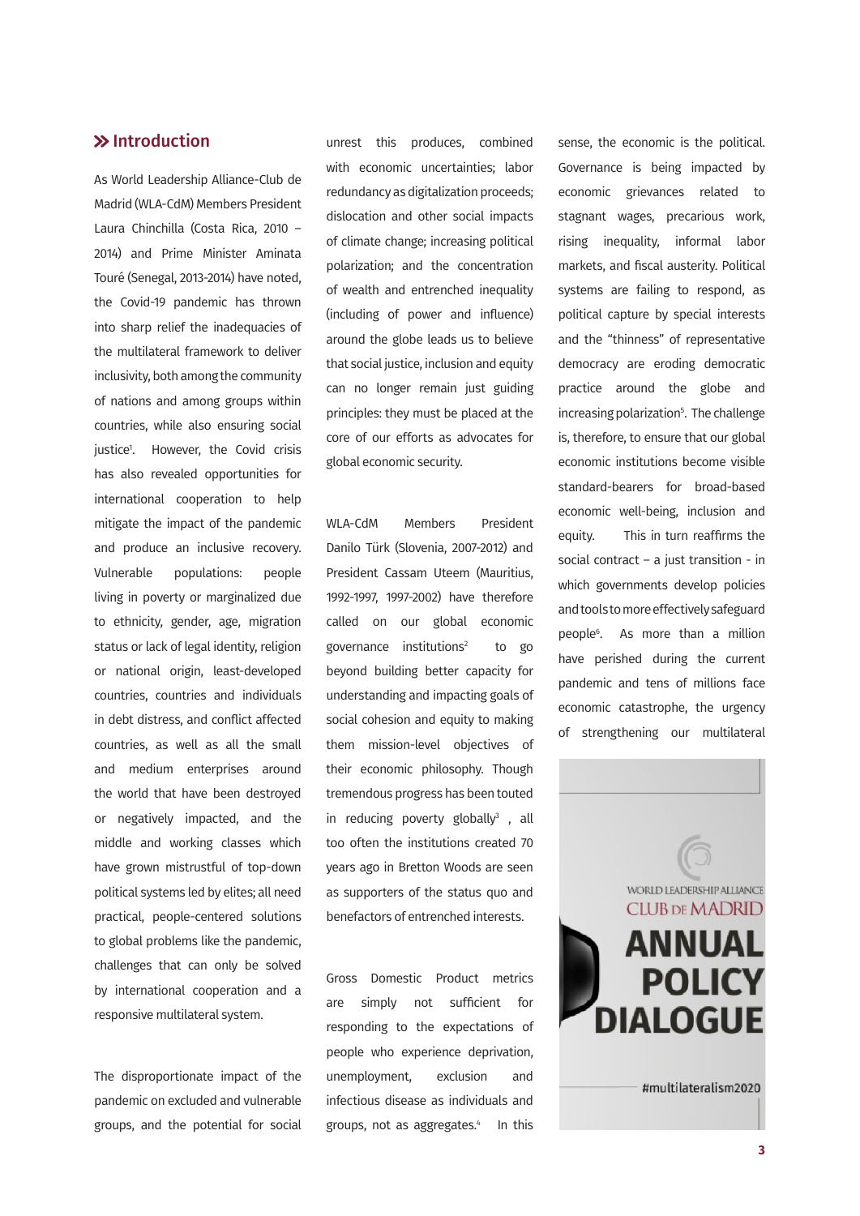## Introduction

As World Leadership Alliance-Club de Madrid (WLA-CdM) Members President Laura Chinchilla (Costa Rica, 2010 – 2014) and Prime Minister Aminata Touré (Senegal, 2013-2014) have noted, the Covid-19 pandemic has thrown into sharp relief the inadequacies of the multilateral framework to deliver inclusivity, both among the community of nations and among groups within countries, while also ensuring social justice[1]. However, the Covid crisis has also revealed opportunities for international cooperation to help mitigate the impact of the pandemic and produce an inclusive recovery. Vulnerable populations: people living in poverty or marginalized due to ethnicity, gender, age, migration status or lack of legal identity, religion or national origin, least-developed countries, countries and individuals in debt distress, and conflict affected countries, as well as all the small and medium enterprises around the world that have been destroyed or negatively impacted, and the middle and working classes which have grown mistrustful of top-down political systems led by elites; all need practical, people-centered solutions to global problems like the pandemic, challenges that can only be solved by international cooperation and a responsive multilateral system.

The disproportionate impact of the pandemic on excluded and vulnerable groups, and the potential for social unrest this produces, combined with economic uncertainties; labor redundancy as digitalization proceeds; dislocation and other social impacts of climate change; increasing political polarization; and the concentration of wealth and entrenched inequality (including of power and influence) around the globe leads us to believe that social justice, inclusion and equity can no longer remain just guiding principles: they must be placed at the core of our efforts as advocates for global economic security.

WLA-CdM Members President Danilo Türk (Slovenia, 2007-2012) and President Cassam Uteem (Mauritius, 1992-1997, 1997-2002) have therefore called on our global economic governance institutions[2] to go beyond building better capacity for understanding and impacting goals of social cohesion and equity to making them mission-level objectives of their economic philosophy. Though tremendous progress has been touted in reducing poverty globally[3], all too often the institutions created 70 years ago in Bretton Woods are seen as supporters of the status quo and benefactors of entrenched interests.

Gross Domestic Product metrics are simply not sufficient for responding to the expectations of people who experience deprivation, unemployment, exclusion and infectious disease as individuals and groups, not as aggregates.[4] In this sense, the economic is the political. Governance is being impacted by economic grievances related to stagnant wages, precarious work, rising inequality, informal labor markets, and fiscal austerity. Political systems are failing to respond, as political capture by special interests and the "thinness" of representative democracy are eroding democratic practice around the globe and increasing polarization[5]. The challenge is, therefore, to ensure that our global economic institutions become visible standard-bearers for broad-based economic well-being, inclusion and equity. This in turn reaffirms the social contract – a just transition - in which governments develop policies and tools to more effectively safeguard people[6]. As more than a million have perished during the current pandemic and tens of millions face economic catastrophe, the urgency of strengthening our multilateral

WORLD LEADERSHIP ALLIANCE
CLUB DE MADRID
ANNUAL POLICY DIALOGUE
#multilateralism2020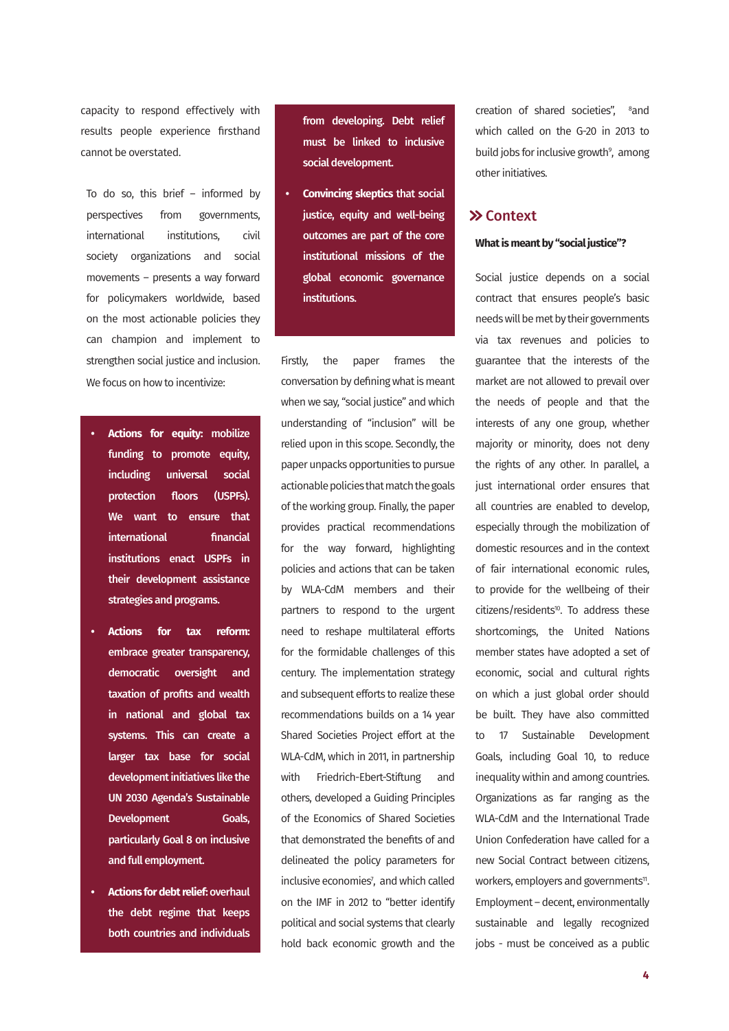capacity to respond effectively with results people experience firsthand cannot be overstated.

To do so, this brief – informed by perspectives from governments, international institutions, civil society organizations and social movements – presents a way forward for policymakers worldwide, based on the most actionable policies they can champion and implement to strengthen social justice and inclusion. We focus on how to incentivize:

- **Actions for equity: mobilize funding to promote equity, including universal social protection floors (USPFs). We want to ensure that international financial institutions enact USPFs in their development assistance strategies and programs.**
- **Actions for tax reform: embrace greater transparency, democratic oversight and taxation of profits and wealth in national and global tax systems. This can create a larger tax base for social development initiatives like the UN 2030 Agenda's Sustainable Development Goals, particularly Goal 8 on inclusive and full employment.**
- **Actions for debt relief: overhaul the debt regime that keeps both countries and individuals from developing. Debt relief must be linked to inclusive social development.**
- **Convincing skeptics that social justice, equity and well-being outcomes are part of the core institutional missions of the global economic governance institutions.**

Firstly, the paper frames the conversation by defining what is meant when we say, "social justice" and which understanding of "inclusion" will be relied upon in this scope. Secondly, the paper unpacks opportunities to pursue actionable policies that match the goals of the working group. Finally, the paper provides practical recommendations for the way forward, highlighting policies and actions that can be taken by WLA-CdM members and their partners to respond to the urgent need to reshape multilateral efforts for the formidable challenges of this century. The implementation strategy and subsequent efforts to realize these recommendations builds on a 14 year Shared Societies Project effort at the WLA-CdM, which in 2011, in partnership with Friedrich-Ebert-Stiftung and others, developed a Guiding Principles of the Economics of Shared Societies that demonstrated the benefits of and delineated the policy parameters for inclusive economies[7], and which called on the IMF in 2012 to "better identify political and social systems that clearly hold back economic growth and the creation of shared societies", [8]and which called on the G-20 in 2013 to build jobs for inclusive growth[9], among other initiatives.

## » Context

**What is meant by "social justice"?**

Social justice depends on a social contract that ensures people's basic needs will be met by their governments via tax revenues and policies to guarantee that the interests of the market are not allowed to prevail over the needs of people and that the interests of any one group, whether majority or minority, does not deny the rights of any other. In parallel, a just international order ensures that all countries are enabled to develop, especially through the mobilization of domestic resources and in the context of fair international economic rules, to provide for the wellbeing of their citizens/residents[10]. To address these shortcomings, the United Nations member states have adopted a set of economic, social and cultural rights on which a just global order should be built. They have also committed to 17 Sustainable Development Goals, including Goal 10, to reduce inequality within and among countries. Organizations as far ranging as the WLA-CdM and the International Trade Union Confederation have called for a new Social Contract between citizens, workers, employers and governments[11]. Employment – decent, environmentally sustainable and legally recognized jobs - must be conceived as a public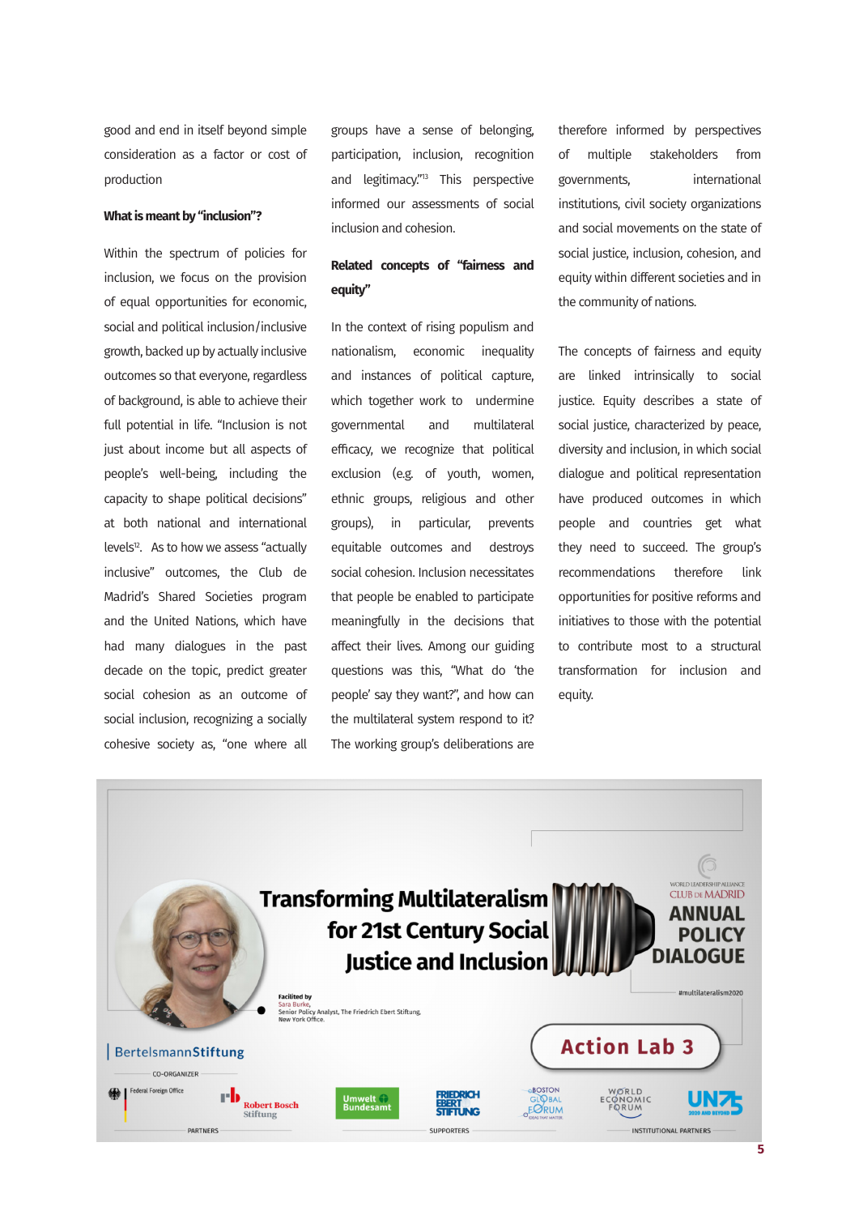good and end in itself beyond simple consideration as a factor or cost of production

**What is meant by "inclusion"?**

Within the spectrum of policies for inclusion, we focus on the provision of equal opportunities for economic, social and political inclusion/inclusive growth, backed up by actually inclusive outcomes so that everyone, regardless of background, is able to achieve their full potential in life. "Inclusion is not just about income but all aspects of people's well-being, including the capacity to shape political decisions" at both national and international levels[12]. As to how we assess "actually inclusive" outcomes, the Club de Madrid's Shared Societies program and the United Nations, which have had many dialogues in the past decade on the topic, predict greater social cohesion as an outcome of social inclusion, recognizing a socially cohesive society as, "one where all groups have a sense of belonging, participation, inclusion, recognition and legitimacy."[13] This perspective informed our assessments of social inclusion and cohesion.

**Related concepts of "fairness and equity"**

In the context of rising populism and nationalism, economic inequality and instances of political capture, which together work to undermine governmental and multilateral efficacy, we recognize that political exclusion (e.g. of youth, women, ethnic groups, religious and other groups), in particular, prevents equitable outcomes and destroys social cohesion. Inclusion necessitates that people be enabled to participate meaningfully in the decisions that affect their lives. Among our guiding questions was this, "What do 'the people' say they want?", and how can the multilateral system respond to it? The working group's deliberations are therefore informed by perspectives of multiple stakeholders from governments, international institutions, civil society organizations and social movements on the state of social justice, inclusion, cohesion, and equity within different societies and in the community of nations.

The concepts of fairness and equity are linked intrinsically to social justice. Equity describes a state of social justice, characterized by peace, diversity and inclusion, in which social dialogue and political representation have produced outcomes in which people and countries get what they need to succeed. The group's recommendations therefore link opportunities for positive reforms and initiatives to those with the potential to contribute most to a structural transformation for inclusion and equity.

**Transforming Multilateralism for 21st Century Social Justice and Inclusion**

Facilitated by Sara Burke, Senior Policy Analyst, The Friedrich Ebert Stiftung, New York Office.

World Leadership Alliance Club de Madrid — Annual Policy Dialogue — #multilateralism2020

Action Lab 3

Co-organizer: Bertelsmann Stiftung

Partners: Federal Foreign Office, Robert Bosch Stiftung

Supporters: Umwelt Bundesamt, Friedrich Ebert Stiftung

Institutional partners: Boston Global Forum, World Economic Forum, UN75 2020 and Beyond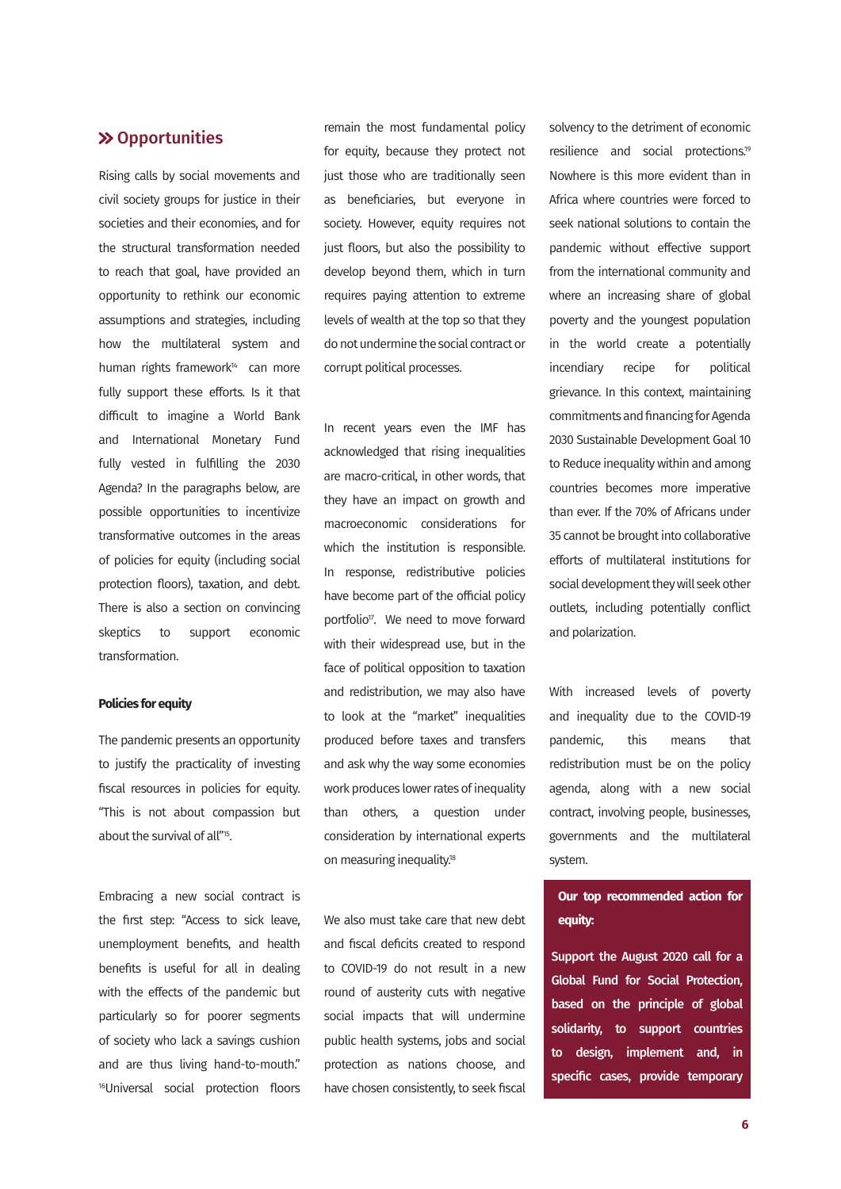## Opportunities

Rising calls by social movements and civil society groups for justice in their societies and their economies, and for the structural transformation needed to reach that goal, have provided an opportunity to rethink our economic assumptions and strategies, including how the multilateral system and human rights framework[14] can more fully support these efforts. Is it that difficult to imagine a World Bank and International Monetary Fund fully vested in fulfilling the 2030 Agenda? In the paragraphs below, are possible opportunities to incentivize transformative outcomes in the areas of policies for equity (including social protection floors), taxation, and debt. There is also a section on convincing skeptics to support economic transformation.

**Policies for equity**

The pandemic presents an opportunity to justify the practicality of investing fiscal resources in policies for equity. "This is not about compassion but about the survival of all"[15].

Embracing a new social contract is the first step: "Access to sick leave, unemployment benefits, and health benefits is useful for all in dealing with the effects of the pandemic but particularly so for poorer segments of society who lack a savings cushion and are thus living hand-to-mouth."[16]Universal social protection floors remain the most fundamental policy for equity, because they protect not just those who are traditionally seen as beneficiaries, but everyone in society. However, equity requires not just floors, but also the possibility to develop beyond them, which in turn requires paying attention to extreme levels of wealth at the top so that they do not undermine the social contract or corrupt political processes.

In recent years even the IMF has acknowledged that rising inequalities are macro-critical, in other words, that they have an impact on growth and macroeconomic considerations for which the institution is responsible. In response, redistributive policies have become part of the official policy portfolio[17]. We need to move forward with their widespread use, but in the face of political opposition to taxation and redistribution, we may also have to look at the "market" inequalities produced before taxes and transfers and ask why the way some economies work produces lower rates of inequality than others, a question under consideration by international experts on measuring inequality.[18]

We also must take care that new debt and fiscal deficits created to respond to COVID-19 do not result in a new round of austerity cuts with negative social impacts that will undermine public health systems, jobs and social protection as nations choose, and have chosen consistently, to seek fiscal solvency to the detriment of economic resilience and social protections.[19] Nowhere is this more evident than in Africa where countries were forced to seek national solutions to contain the pandemic without effective support from the international community and where an increasing share of global poverty and the youngest population in the world create a potentially incendiary recipe for political grievance. In this context, maintaining commitments and financing for Agenda 2030 Sustainable Development Goal 10 to Reduce inequality within and among countries becomes more imperative than ever. If the 70% of Africans under 35 cannot be brought into collaborative efforts of multilateral institutions for social development they will seek other outlets, including potentially conflict and polarization.

With increased levels of poverty and inequality due to the COVID-19 pandemic, this means that redistribution must be on the policy agenda, along with a new social contract, involving people, businesses, governments and the multilateral system.

**Our top recommended action for equity:**

**Support the August 2020 call for a Global Fund for Social Protection, based on the principle of global solidarity, to support countries to design, implement and, in specific cases, provide temporary**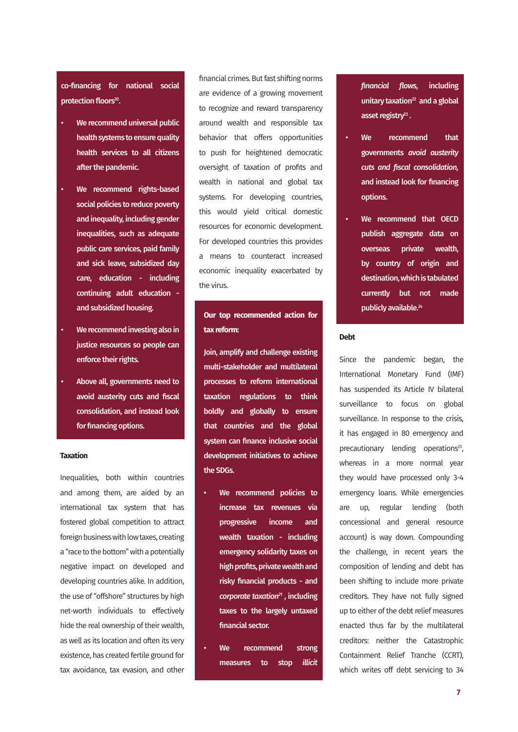**co-financing for national social protection floors[20].**

- **We recommend universal public health systems to ensure quality health services to all citizens after the pandemic.**
- **We recommend rights-based social policies to reduce poverty and inequality, including gender inequalities, such as adequate public care services, paid family and sick leave, subsidized day care, education - including continuing adult education - and subsidized housing.**
- **We recommend investing also in justice resources so people can enforce their rights.**
- **Above all, governments need to avoid austerity cuts and fiscal consolidation, and instead look for financing options.**

### Taxation

Inequalities, both within countries and among them, are aided by an international tax system that has fostered global competition to attract foreign business with low taxes, creating a "race to the bottom" with a potentially negative impact on developed and developing countries alike. In addition, the use of "offshore" structures by high net-worth individuals to effectively hide the real ownership of their wealth, as well as its location and often its very existence, has created fertile ground for tax avoidance, tax evasion, and other financial crimes. But fast shifting norms are evidence of a growing movement to recognize and reward transparency around wealth and responsible tax behavior that offers opportunities to push for heightened democratic oversight of taxation of profits and wealth in national and global tax systems. For developing countries, this would yield critical domestic resources for economic development. For developed countries this provides a means to counteract increased economic inequality exacerbated by the virus.

**Our top recommended action for tax reform:**

**Join, amplify and challenge existing multi-stakeholder and multilateral processes to reform international taxation regulations to think boldly and globally to ensure that countries and the global system can finance inclusive social development initiatives to achieve the SDGs.**

- **We recommend policies to increase tax revenues via progressive income and wealth taxation - including emergency solidarity taxes on high profits, private wealth and risky financial products - and *corporate taxation*[21], including taxes to the largely untaxed financial sector.**
- **We recommend strong measures to stop *illicit financial flows*, including unitary taxation[22] and a global asset registry[23].**
- **We recommend that governments *avoid austerity cuts and fiscal consolidation,* and instead look for financing options.**
- **We recommend that OECD publish aggregate data on overseas private wealth, by country of origin and destination, which is tabulated currently but not made publicly available.[24]**

### Debt

Since the pandemic began, the International Monetary Fund (IMF) has suspended its Article IV bilateral surveillance to focus on global surveillance. In response to the crisis, it has engaged in 80 emergency and precautionary lending operations[25], whereas in a more normal year they would have processed only 3-4 emergency loans. While emergencies are up, regular lending (both concessional and general resource account) is way down. Compounding the challenge, in recent years the composition of lending and debt has been shifting to include more private creditors. They have not fully signed up to either of the debt relief measures enacted thus far by the multilateral creditors: neither the Catastrophic Containment Relief Tranche (CCRT), which writes off debt servicing to 34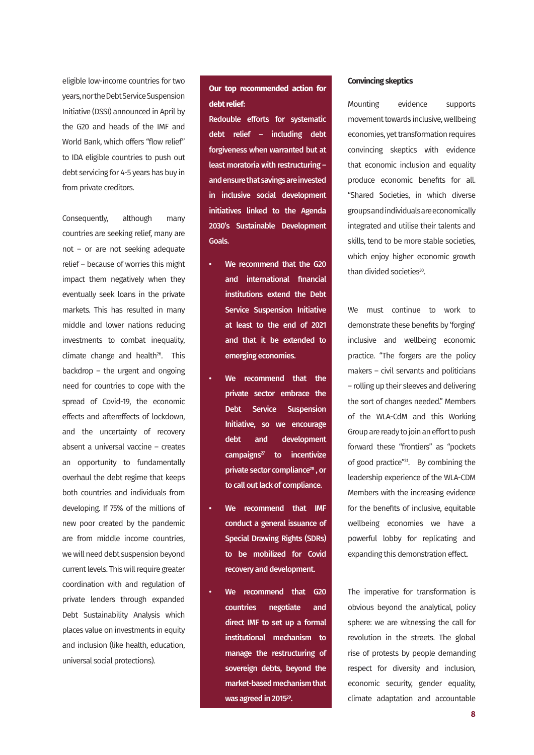eligible low-income countries for two years, nor the Debt Service Suspension Initiative (DSSI) announced in April by the G20 and heads of the IMF and World Bank, which offers "flow relief" to IDA eligible countries to push out debt servicing for 4-5 years has buy in from private creditors.

Consequently, although many countries are seeking relief, many are not – or are not seeking adequate relief – because of worries this might impact them negatively when they eventually seek loans in the private markets. This has resulted in many middle and lower nations reducing investments to combat inequality, climate change and health[26]. This backdrop – the urgent and ongoing need for countries to cope with the spread of Covid-19, the economic effects and aftereffects of lockdown, and the uncertainty of recovery absent a universal vaccine – creates an opportunity to fundamentally overhaul the debt regime that keeps both countries and individuals from developing. If 75% of the millions of new poor created by the pandemic are from middle income countries, we will need debt suspension beyond current levels. This will require greater coordination with and regulation of private lenders through expanded Debt Sustainability Analysis which places value on investments in equity and inclusion (like health, education, universal social protections).

**Our top recommended action for debt relief:**

**Redouble efforts for systematic debt relief – including debt forgiveness when warranted but at least moratoria with restructuring – and ensure that savings are invested in inclusive social development initiatives linked to the Agenda 2030's Sustainable Development Goals.**

- **We recommend that the G20 and international financial institutions extend the Debt Service Suspension Initiative at least to the end of 2021 and that it be extended to emerging economies.**
- **We recommend that the private sector embrace the Debt Service Suspension Initiative, so we encourage debt and development campaigns[27] to incentivize private sector compliance[28], or to call out lack of compliance.**
- **We recommend that IMF conduct a general issuance of Special Drawing Rights (SDRs) to be mobilized for Covid recovery and development.**
- **We recommend that G20 countries negotiate and direct IMF to set up a formal institutional mechanism to manage the restructuring of sovereign debts, beyond the market-based mechanism that was agreed in 2015[29].**

**Convincing skeptics**

Mounting evidence supports movement towards inclusive, wellbeing economies, yet transformation requires convincing skeptics with evidence that economic inclusion and equality produce economic benefits for all. "Shared Societies, in which diverse groups and individuals are economically integrated and utilise their talents and skills, tend to be more stable societies, which enjoy higher economic growth than divided societies[30].

We must continue to work to demonstrate these benefits by 'forging' inclusive and wellbeing economic practice. "The forgers are the policy makers – civil servants and politicians – rolling up their sleeves and delivering the sort of changes needed." Members of the WLA-CdM and this Working Group are ready to join an effort to push forward these "frontiers" as "pockets of good practice"[31]. By combining the leadership experience of the WLA-CDM Members with the increasing evidence for the benefits of inclusive, equitable wellbeing economies we have a powerful lobby for replicating and expanding this demonstration effect.

The imperative for transformation is obvious beyond the analytical, policy sphere: we are witnessing the call for revolution in the streets. The global rise of protests by people demanding respect for diversity and inclusion, economic security, gender equality, climate adaptation and accountable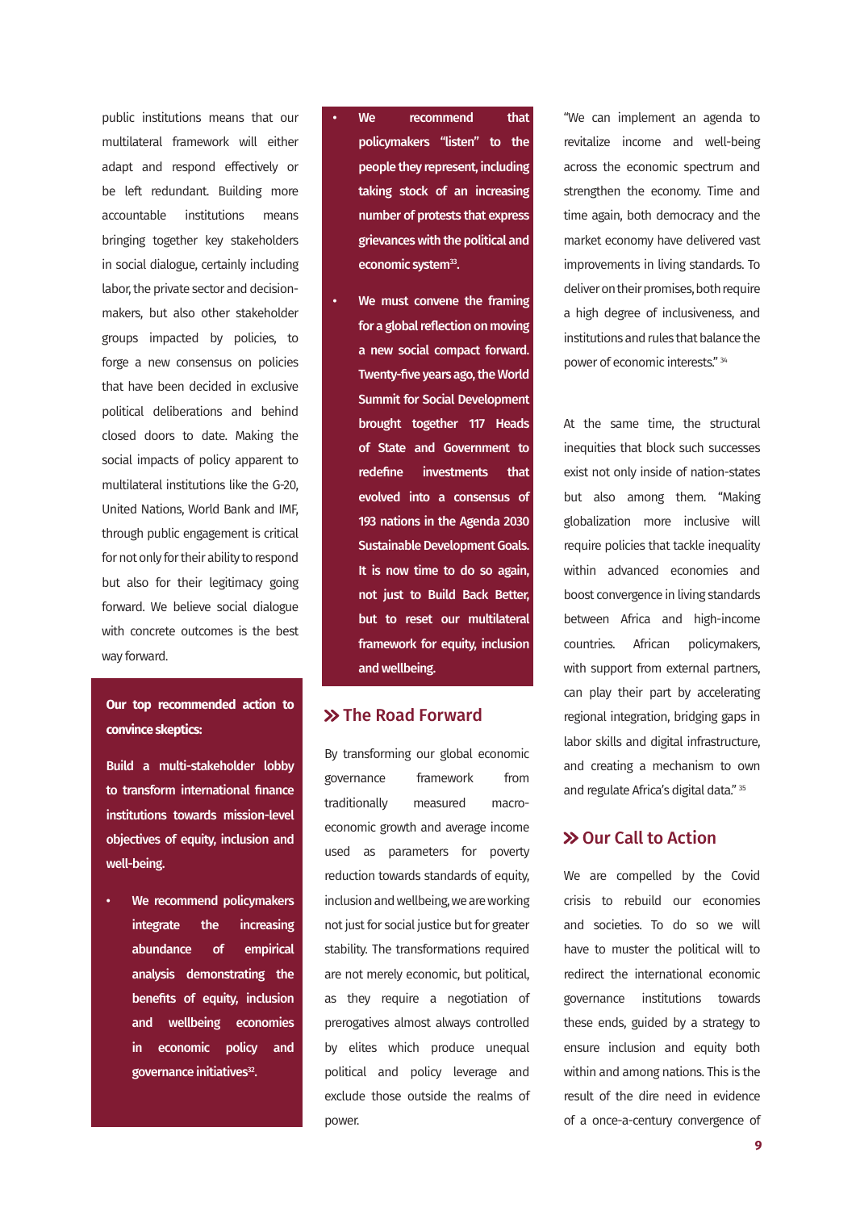public institutions means that our multilateral framework will either adapt and respond effectively or be left redundant. Building more accountable institutions means bringing together key stakeholders in social dialogue, certainly including labor, the private sector and decision-makers, but also other stakeholder groups impacted by policies, to forge a new consensus on policies that have been decided in exclusive political deliberations and behind closed doors to date. Making the social impacts of policy apparent to multilateral institutions like the G-20, United Nations, World Bank and IMF, through public engagement is critical for not only for their ability to respond but also for their legitimacy going forward. We believe social dialogue with concrete outcomes is the best way forward.

**Our top recommended action to convince skeptics:**

**Build a multi-stakeholder lobby to transform international finance institutions towards mission-level objectives of equity, inclusion and well-being.**

- **We recommend policymakers integrate the increasing abundance of empirical analysis demonstrating the benefits of equity, inclusion and wellbeing economies in economic policy and governance initiatives[32].**
- **We recommend that policymakers "listen" to the people they represent, including taking stock of an increasing number of protests that express grievances with the political and economic system[33].**
- **We must convene the framing for a global reflection on moving a new social compact forward. Twenty-five years ago, the World Summit for Social Development brought together 117 Heads of State and Government to redefine investments that evolved into a consensus of 193 nations in the Agenda 2030 Sustainable Development Goals. It is now time to do so again, not just to Build Back Better, but to reset our multilateral framework for equity, inclusion and wellbeing.**

## » The Road Forward

By transforming our global economic governance framework from traditionally measured macro-economic growth and average income used as parameters for poverty reduction towards standards of equity, inclusion and wellbeing, we are working not just for social justice but for greater stability. The transformations required are not merely economic, but political, as they require a negotiation of prerogatives almost always controlled by elites which produce unequal political and policy leverage and exclude those outside the realms of power.

"We can implement an agenda to revitalize income and well-being across the economic spectrum and strengthen the economy. Time and time again, both democracy and the market economy have delivered vast improvements in living standards. To deliver on their promises, both require a high degree of inclusiveness, and institutions and rules that balance the power of economic interests." [34]

At the same time, the structural inequities that block such successes exist not only inside of nation-states but also among them. "Making globalization more inclusive will require policies that tackle inequality within advanced economies and boost convergence in living standards between Africa and high-income countries. African policymakers, with support from external partners, can play their part by accelerating regional integration, bridging gaps in labor skills and digital infrastructure, and creating a mechanism to own and regulate Africa's digital data." [35]

## » Our Call to Action

We are compelled by the Covid crisis to rebuild our economies and societies. To do so we will have to muster the political will to redirect the international economic governance institutions towards these ends, guided by a strategy to ensure inclusion and equity both within and among nations. This is the result of the dire need in evidence of a once-a-century convergence of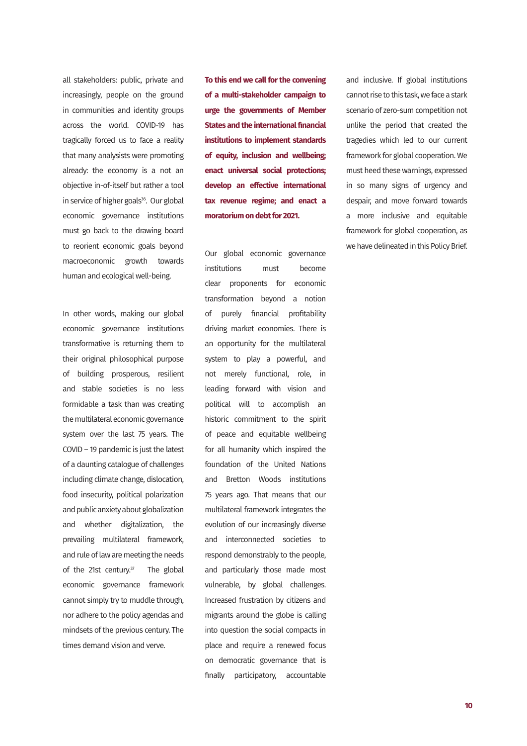all stakeholders: public, private and increasingly, people on the ground in communities and identity groups across the world. COVID-19 has tragically forced us to face a reality that many analysists were promoting already: the economy is a not an objective in-of-itself but rather a tool in service of higher goals[36]. Our global economic governance institutions must go back to the drawing board to reorient economic goals beyond macroeconomic growth towards human and ecological well-being.

In other words, making our global economic governance institutions transformative is returning them to their original philosophical purpose of building prosperous, resilient and stable societies is no less formidable a task than was creating the multilateral economic governance system over the last 75 years. The COVID – 19 pandemic is just the latest of a daunting catalogue of challenges including climate change, dislocation, food insecurity, political polarization and public anxiety about globalization and whether digitalization, the prevailing multilateral framework, and rule of law are meeting the needs of the 21st century.[37] The global economic governance framework cannot simply try to muddle through, nor adhere to the policy agendas and mindsets of the previous century. The times demand vision and verve.

**To this end we call for the convening of a multi-stakeholder campaign to urge the governments of Member States and the international financial institutions to implement standards of equity, inclusion and wellbeing; enact universal social protections; develop an effective international tax revenue regime; and enact a moratorium on debt for 2021.**

Our global economic governance institutions must become clear proponents for economic transformation beyond a notion of purely financial profitability driving market economies. There is an opportunity for the multilateral system to play a powerful, and not merely functional, role, in leading forward with vision and political will to accomplish an historic commitment to the spirit of peace and equitable wellbeing for all humanity which inspired the foundation of the United Nations and Bretton Woods institutions 75 years ago. That means that our multilateral framework integrates the evolution of our increasingly diverse and interconnected societies to respond demonstrably to the people, and particularly those made most vulnerable, by global challenges. Increased frustration by citizens and migrants around the globe is calling into question the social compacts in place and require a renewed focus on democratic governance that is finally participatory, accountable and inclusive. If global institutions cannot rise to this task, we face a stark scenario of zero-sum competition not unlike the period that created the tragedies which led to our current framework for global cooperation. We must heed these warnings, expressed in so many signs of urgency and despair, and move forward towards a more inclusive and equitable framework for global cooperation, as we have delineated in this Policy Brief.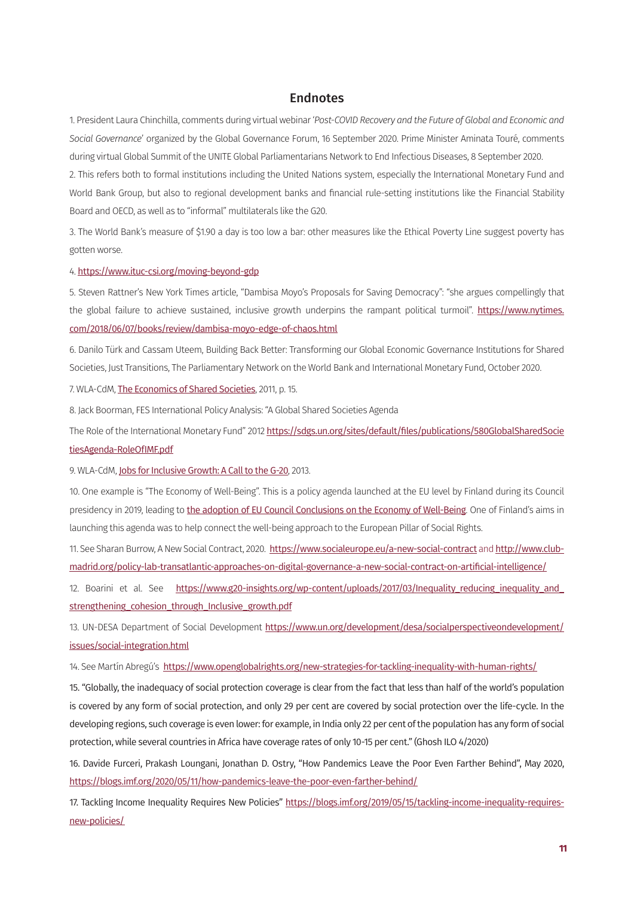## Endnotes

1. President Laura Chinchilla, comments during virtual webinar '*Post-COVID Recovery and the Future of Global and Economic and Social Governance*' organized by the Global Governance Forum, 16 September 2020. Prime Minister Aminata Touré, comments during virtual Global Summit of the UNITE Global Parliamentarians Network to End Infectious Diseases, 8 September 2020.

2. This refers both to formal institutions including the United Nations system, especially the International Monetary Fund and World Bank Group, but also to regional development banks and financial rule-setting institutions like the Financial Stability Board and OECD, as well as to "informal" multilaterals like the G20.

3. The World Bank's measure of $1.90 a day is too low a bar: other measures like the Ethical Poverty Line suggest poverty has gotten worse.

4. https://www.ituc-csi.org/moving-beyond-gdp

5. Steven Rattner's New York Times article, "Dambisa Moyo's Proposals for Saving Democracy": "she argues compellingly that the global failure to achieve sustained, inclusive growth underpins the rampant political turmoil". https://www.nytimes.com/2018/06/07/books/review/dambisa-moyo-edge-of-chaos.html

6. Danilo Türk and Cassam Uteem, Building Back Better: Transforming our Global Economic Governance Institutions for Shared Societies, Just Transitions, The Parliamentary Network on the World Bank and International Monetary Fund, October 2020.

7. WLA-CdM, The Economics of Shared Societies, 2011, p. 15.

8. Jack Boorman, FES International Policy Analysis: "A Global Shared Societies Agenda

The Role of the International Monetary Fund" 2012 https://sdgs.un.org/sites/default/files/publications/580GlobalSharedSocietiesAgenda-RoleOfIMF.pdf

9. WLA-CdM, Jobs for Inclusive Growth: A Call to the G-20, 2013.

10. One example is "The Economy of Well-Being". This is a policy agenda launched at the EU level by Finland during its Council presidency in 2019, leading to the adoption of EU Council Conclusions on the Economy of Well-Being. One of Finland's aims in launching this agenda was to help connect the well-being approach to the European Pillar of Social Rights.

11. See Sharan Burrow, A New Social Contract, 2020. https://www.socialeurope.eu/a-new-social-contract and http://www.clubmadrid.org/policy-lab-transatlantic-approaches-on-digital-governance-a-new-social-contract-on-artificial-intelligence/

12. Boarini et al. See https://www.g20-insights.org/wp-content/uploads/2017/03/Inequality_reducing_inequality_and_strengthening_cohesion_through_Inclusive_growth.pdf

13. UN-DESA Department of Social Development https://www.un.org/development/desa/socialperspectiveondevelopment/issues/social-integration.html

14. See Martín Abregú's https://www.openglobalrights.org/new-strategies-for-tackling-inequality-with-human-rights/

15. "Globally, the inadequacy of social protection coverage is clear from the fact that less than half of the world's population is covered by any form of social protection, and only 29 per cent are covered by social protection over the life-cycle. In the developing regions, such coverage is even lower: for example, in India only 22 per cent of the population has any form of social protection, while several countries in Africa have coverage rates of only 10-15 per cent." (Ghosh ILO 4/2020)

16. Davide Furceri, Prakash Loungani, Jonathan D. Ostry, "How Pandemics Leave the Poor Even Farther Behind", May 2020, https://blogs.imf.org/2020/05/11/how-pandemics-leave-the-poor-even-farther-behind/

17. Tackling Income Inequality Requires New Policies" https://blogs.imf.org/2019/05/15/tackling-income-inequality-requires-new-policies/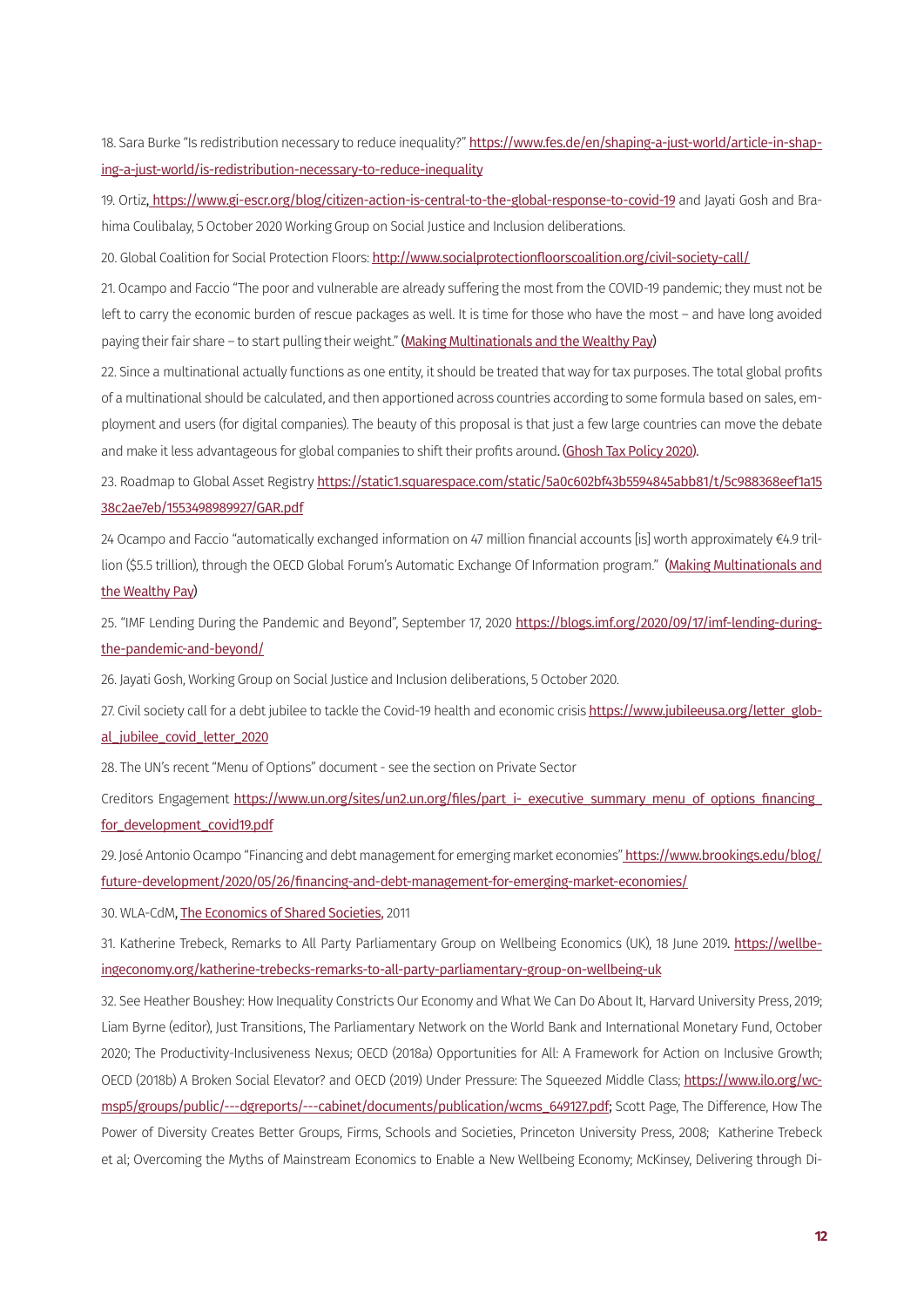18. Sara Burke "Is redistribution necessary to reduce inequality?" https://www.fes.de/en/shaping-a-just-world/article-in-shaping-a-just-world/is-redistribution-necessary-to-reduce-inequality

19. Ortiz, https://www.gi-escr.org/blog/citizen-action-is-central-to-the-global-response-to-covid-19 and Jayati Gosh and Brahima Coulibalay, 5 October 2020 Working Group on Social Justice and Inclusion deliberations.

20. Global Coalition for Social Protection Floors: http://www.socialprotectionfloorscoalition.org/civil-society-call/

21. Ocampo and Faccio "The poor and vulnerable are already suffering the most from the COVID-19 pandemic; they must not be left to carry the economic burden of rescue packages as well. It is time for those who have the most – and have long avoided paying their fair share – to start pulling their weight." (Making Multinationals and the Wealthy Pay)

22. Since a multinational actually functions as one entity, it should be treated that way for tax purposes. The total global profits of a multinational should be calculated, and then apportioned across countries according to some formula based on sales, employment and users (for digital companies). The beauty of this proposal is that just a few large countries can move the debate and make it less advantageous for global companies to shift their profits around. (Ghosh Tax Policy 2020).

23. Roadmap to Global Asset Registry https://static1.squarespace.com/static/5a0c602bf43b5594845abb81/t/5c988368eef1a1538c2ae7eb/1553498989927/GAR.pdf

24 Ocampo and Faccio "automatically exchanged information on 47 million financial accounts [is] worth approximately €4.9 trillion ($5.5 trillion), through the OECD Global Forum's Automatic Exchange Of Information program." (Making Multinationals and the Wealthy Pay)

25. "IMF Lending During the Pandemic and Beyond", September 17, 2020 https://blogs.imf.org/2020/09/17/imf-lending-during-the-pandemic-and-beyond/

26. Jayati Gosh, Working Group on Social Justice and Inclusion deliberations, 5 October 2020.

27. Civil society call for a debt jubilee to tackle the Covid-19 health and economic crisis https://www.jubileeusa.org/letter_global_jubilee_covid_letter_2020

28. The UN's recent "Menu of Options" document - see the section on Private Sector

Creditors Engagement https://www.un.org/sites/un2.un.org/files/part_i-_executive_summary_menu_of_options_financing_for_development_covid19.pdf

29. José Antonio Ocampo "Financing and debt management for emerging market economies" https://www.brookings.edu/blog/future-development/2020/05/26/financing-and-debt-management-for-emerging-market-economies/

30. WLA-CdM, The Economics of Shared Societies, 2011

31. Katherine Trebeck, Remarks to All Party Parliamentary Group on Wellbeing Economics (UK), 18 June 2019. https://wellbeingeconomy.org/katherine-trebecks-remarks-to-all-party-parliamentary-group-on-wellbeing-uk

32. See Heather Boushey: How Inequality Constricts Our Economy and What We Can Do About It, Harvard University Press, 2019; Liam Byrne (editor), Just Transitions, The Parliamentary Network on the World Bank and International Monetary Fund, October 2020; The Productivity-Inclusiveness Nexus; OECD (2018a) Opportunities for All: A Framework for Action on Inclusive Growth; OECD (2018b) A Broken Social Elevator? and OECD (2019) Under Pressure: The Squeezed Middle Class; https://www.ilo.org/wcmsp5/groups/public/---dgreports/---cabinet/documents/publication/wcms_649127.pdf; Scott Page, The Difference, How The Power of Diversity Creates Better Groups, Firms, Schools and Societies, Princeton University Press, 2008; Katherine Trebeck et al; Overcoming the Myths of Mainstream Economics to Enable a New Wellbeing Economy; McKinsey, Delivering through Di-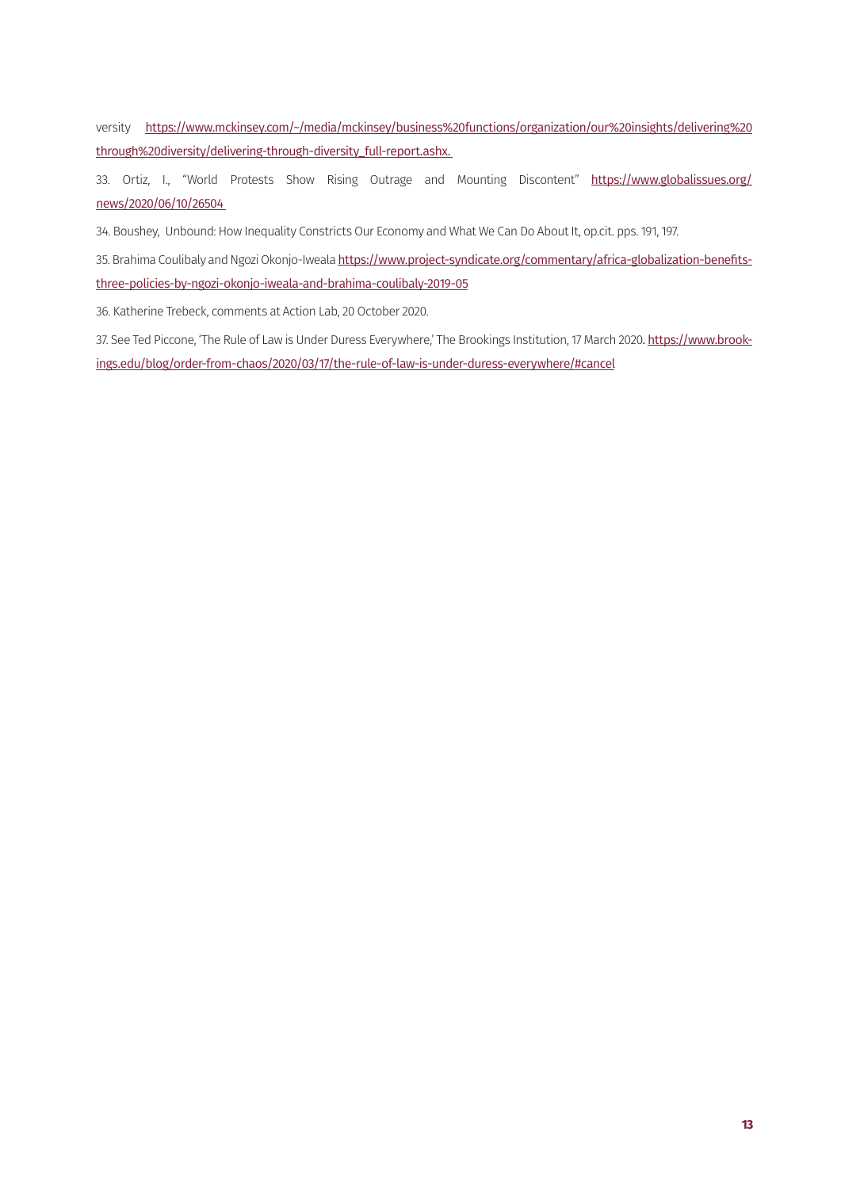versity [https://www.mckinsey.com/~/media/mckinsey/business%20functions/organization/our%20insights/delivering%20through%20diversity/delivering-through-diversity_full-report.ashx.](https://www.mckinsey.com/~/media/mckinsey/business%20functions/organization/our%20insights/delivering%20through%20diversity/delivering-through-diversity_full-report.ashx)

33. Ortiz, I., "World Protests Show Rising Outrage and Mounting Discontent" [https://www.globalissues.org/news/2020/06/10/26504](https://www.globalissues.org/news/2020/06/10/26504)

34. Boushey, Unbound: How Inequality Constricts Our Economy and What We Can Do About It, op.cit. pps. 191, 197.

35. Brahima Coulibaly and Ngozi Okonjo-Iweala [https://www.project-syndicate.org/commentary/africa-globalization-benefits-three-policies-by-ngozi-okonjo-iweala-and-brahima-coulibaly-2019-05](https://www.project-syndicate.org/commentary/africa-globalization-benefits-three-policies-by-ngozi-okonjo-iweala-and-brahima-coulibaly-2019-05)

36. Katherine Trebeck, comments at Action Lab, 20 October 2020.

37. See Ted Piccone, 'The Rule of Law is Under Duress Everywhere,' The Brookings Institution, 17 March 2020. [https://www.brookings.edu/blog/order-from-chaos/2020/03/17/the-rule-of-law-is-under-duress-everywhere/#cancel](https://www.brookings.edu/blog/order-from-chaos/2020/03/17/the-rule-of-law-is-under-duress-everywhere/#cancel)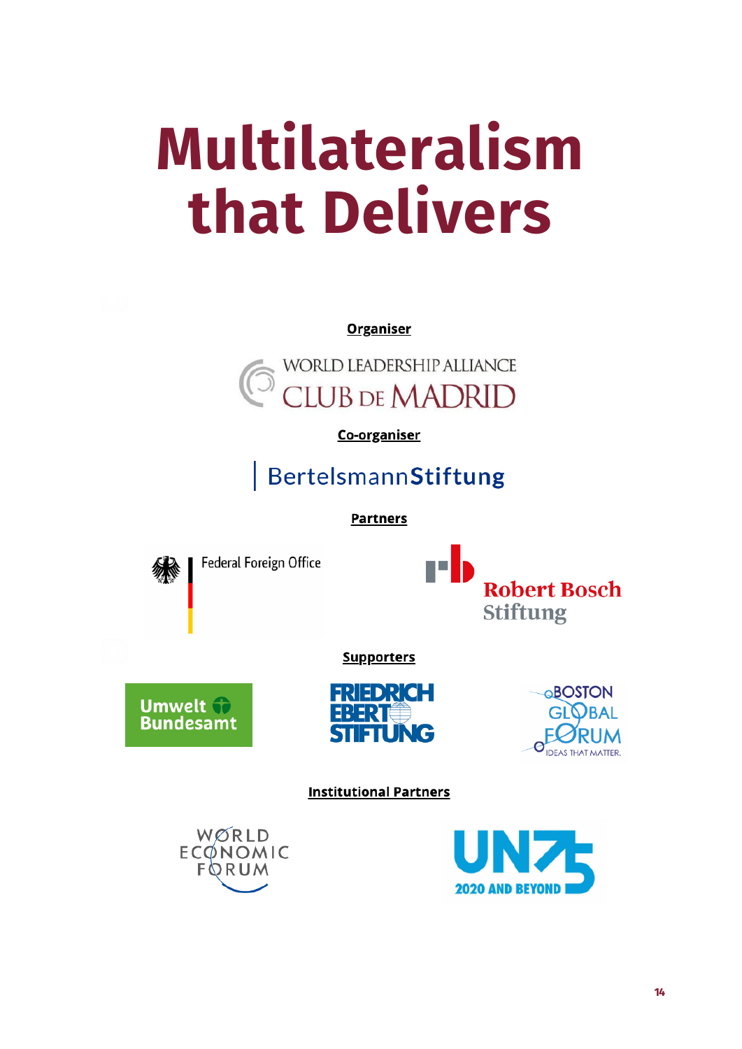# Multilateralism that Delivers

**Organiser**

WORLD LEADERSHIP ALLIANCE
CLUB DE MADRID

**Co-organiser**

BertelsmannStiftung

**Partners**

Federal Foreign Office

Robert Bosch Stiftung

**Supporters**

Umwelt Bundesamt

FRIEDRICH EBERT STIFTUNG

BOSTON GLOBAL FORUM
IDEAS THAT MATTER.

**Institutional Partners**

WORLD ECONOMIC FORUM

UN75
2020 AND BEYOND